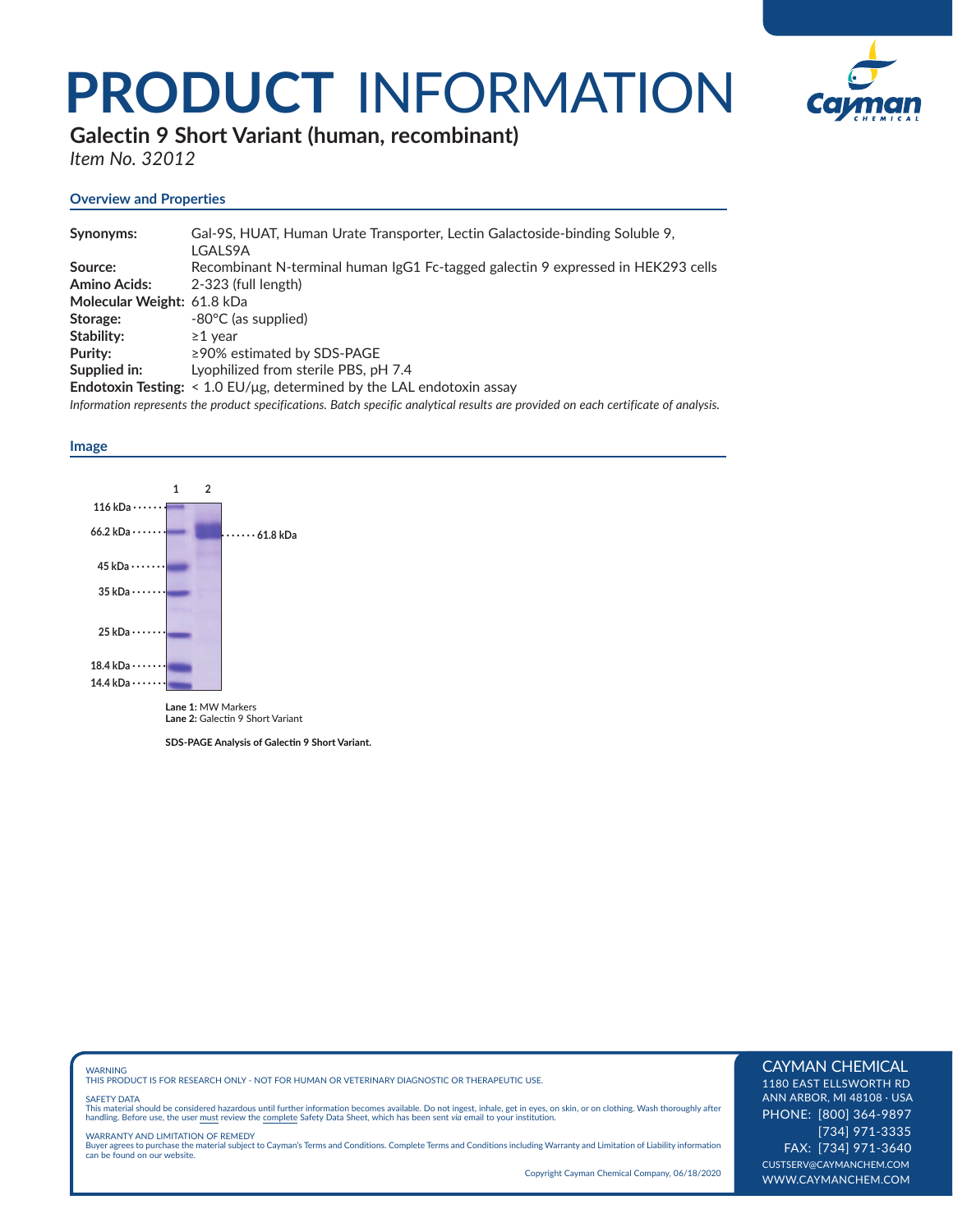# PRODUCT INFORMATION

## Galectin 9 Short Variant (human, recombinant)

*Item No. 32012*

### Overview and Properties

| | |
|---|---|
| **Synonyms:** | Gal-9S, HUAT, Human Urate Transporter, Lectin Galactoside-binding Soluble 9, LGALS9A |
| **Source:** | Recombinant N-terminal human IgG1 Fc-tagged galectin 9 expressed in HEK293 cells |
| **Amino Acids:** | 2-323 (full length) |
| **Molecular Weight:** | 61.8 kDa |
| **Storage:** | -80°C (as supplied) |
| **Stability:** | ≥1 year |
| **Purity:** | ≥90% estimated by SDS-PAGE |
| **Supplied in:** | Lyophilized from sterile PBS, pH 7.4 |
| **Endotoxin Testing:** | < 1.0 EU/µg, determined by the LAL endotoxin assay |

*Information represents the product specifications. Batch specific analytical results are provided on each certificate of analysis.*

### Image

1 2

116 kDa

66.2 kDa ······ 61.8 kDa

45 kDa

35 kDa

25 kDa

18.4 kDa

14.4 kDa

**Lane 1:** MW Markers
**Lane 2:** Galectin 9 Short Variant

**SDS-PAGE Analysis of Galectin 9 Short Variant.**

WARNING
THIS PRODUCT IS FOR RESEARCH ONLY - NOT FOR HUMAN OR VETERINARY DIAGNOSTIC OR THERAPEUTIC USE.

SAFETY DATA
This material should be considered hazardous until further information becomes available. Do not ingest, inhale, get in eyes, on skin, or on clothing. Wash thoroughly after handling. Before use, the user must review the complete Safety Data Sheet, which has been sent *via* email to your institution.

WARRANTY AND LIMITATION OF REMEDY
Buyer agrees to purchase the material subject to Cayman's Terms and Conditions. Complete Terms and Conditions including Warranty and Limitation of Liability information can be found on our website.

Copyright Cayman Chemical Company, 06/18/2020

CAYMAN CHEMICAL
1180 EAST ELLSWORTH RD
ANN ARBOR, MI 48108 · USA
PHONE: [800] 364-9897
[734] 971-3335
FAX: [734] 971-3640
CUSTSERV@CAYMANCHEM.COM
WWW.CAYMANCHEM.COM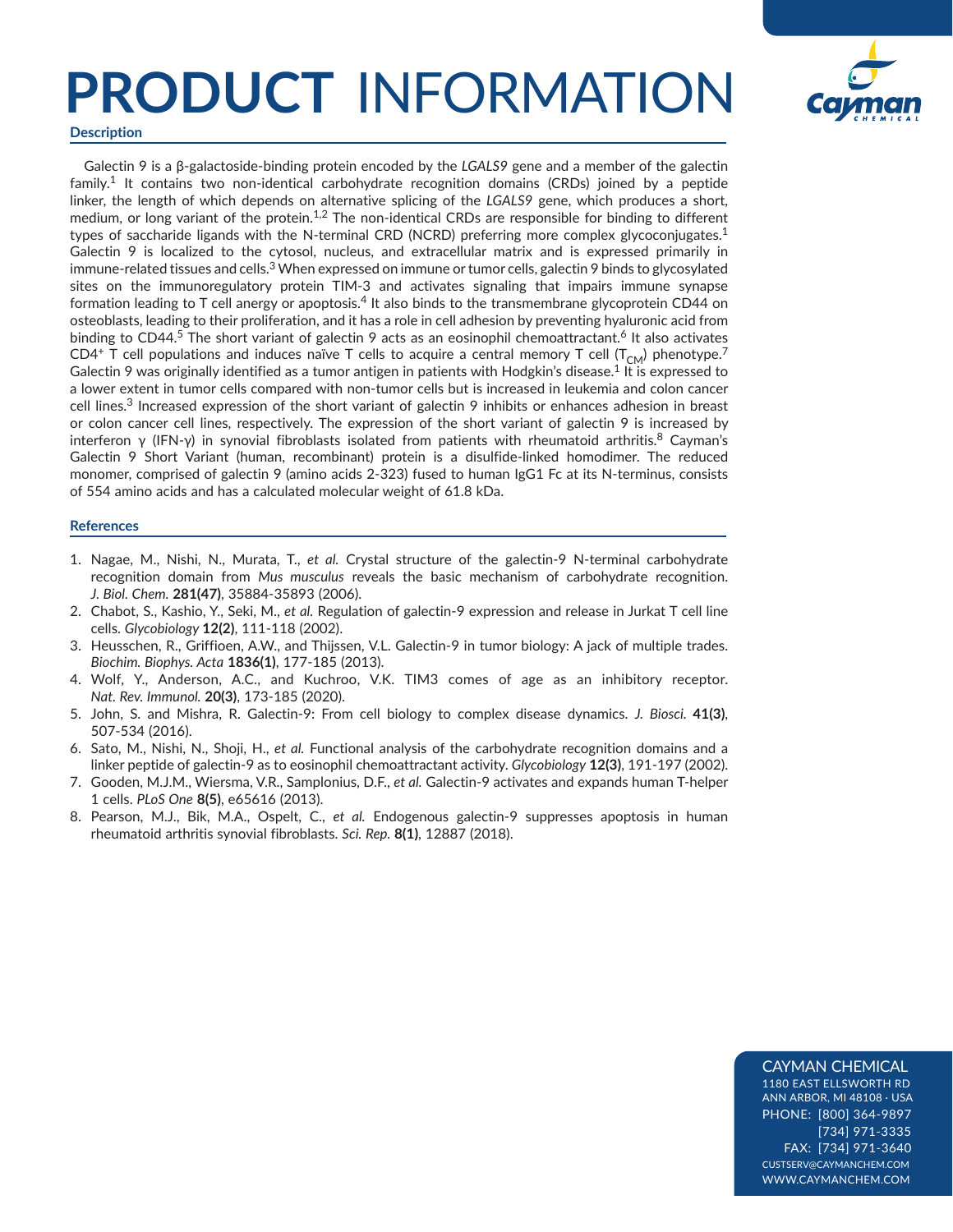# PRODUCT INFORMATION

## Description

Galectin 9 is a β-galactoside-binding protein encoded by the *LGALS9* gene and a member of the galectin family.[1] It contains two non-identical carbohydrate recognition domains (CRDs) joined by a peptide linker, the length of which depends on alternative splicing of the *LGALS9* gene, which produces a short, medium, or long variant of the protein.[1,2] The non-identical CRDs are responsible for binding to different types of saccharide ligands with the N-terminal CRD (NCRD) preferring more complex glycoconjugates.[1] Galectin 9 is localized to the cytosol, nucleus, and extracellular matrix and is expressed primarily in immune-related tissues and cells.[3] When expressed on immune or tumor cells, galectin 9 binds to glycosylated sites on the immunoregulatory protein TIM-3 and activates signaling that impairs immune synapse formation leading to T cell anergy or apoptosis.[4] It also binds to the transmembrane glycoprotein CD44 on osteoblasts, leading to their proliferation, and it has a role in cell adhesion by preventing hyaluronic acid from binding to CD44.[5] The short variant of galectin 9 acts as an eosinophil chemoattractant.[6] It also activates $CD4^+$ T cell populations and induces naïve T cells to acquire a central memory T cell ($T_{CM}$) phenotype.[7] Galectin 9 was originally identified as a tumor antigen in patients with Hodgkin's disease.[1] It is expressed to a lower extent in tumor cells compared with non-tumor cells but is increased in leukemia and colon cancer cell lines.[3] Increased expression of the short variant of galectin 9 inhibits or enhances adhesion in breast or colon cancer cell lines, respectively. The expression of the short variant of galectin 9 is increased by interferon γ (IFN-γ) in synovial fibroblasts isolated from patients with rheumatoid arthritis.[8] Cayman's Galectin 9 Short Variant (human, recombinant) protein is a disulfide-linked homodimer. The reduced monomer, comprised of galectin 9 (amino acids 2-323) fused to human IgG1 Fc at its N-terminus, consists of 554 amino acids and has a calculated molecular weight of 61.8 kDa.

## References

1. Nagae, M., Nishi, N., Murata, T., *et al.* Crystal structure of the galectin-9 N-terminal carbohydrate recognition domain from *Mus musculus* reveals the basic mechanism of carbohydrate recognition. *J. Biol. Chem.* **281(47)**, 35884-35893 (2006).
2. Chabot, S., Kashio, Y., Seki, M., *et al.* Regulation of galectin-9 expression and release in Jurkat T cell line cells. *Glycobiology* **12(2)**, 111-118 (2002).
3. Heusschen, R., Griffioen, A.W., and Thijssen, V.L. Galectin-9 in tumor biology: A jack of multiple trades. *Biochim. Biophys. Acta* **1836(1)**, 177-185 (2013).
4. Wolf, Y., Anderson, A.C., and Kuchroo, V.K. TIM3 comes of age as an inhibitory receptor. *Nat. Rev. Immunol.* **20(3)**, 173-185 (2020).
5. John, S. and Mishra, R. Galectin-9: From cell biology to complex disease dynamics. *J. Biosci.* **41(3)**, 507-534 (2016).
6. Sato, M., Nishi, N., Shoji, H., *et al.* Functional analysis of the carbohydrate recognition domains and a linker peptide of galectin-9 as to eosinophil chemoattractant activity. *Glycobiology* **12(3)**, 191-197 (2002).
7. Gooden, M.J.M., Wiersma, V.R., Samplonius, D.F., *et al.* Galectin-9 activates and expands human T-helper 1 cells. *PLoS One* **8(5)**, e65616 (2013).
8. Pearson, M.J., Bik, M.A., Ospelt, C., *et al.* Endogenous galectin-9 suppresses apoptosis in human rheumatoid arthritis synovial fibroblasts. *Sci. Rep.* **8(1)**, 12887 (2018).

CAYMAN CHEMICAL
1180 EAST ELLSWORTH RD
ANN ARBOR, MI 48108 · USA
PHONE: [800] 364-9897
[734] 971-3335
FAX: [734] 971-3640
CUSTSERV@CAYMANCHEM.COM
WWW.CAYMANCHEM.COM